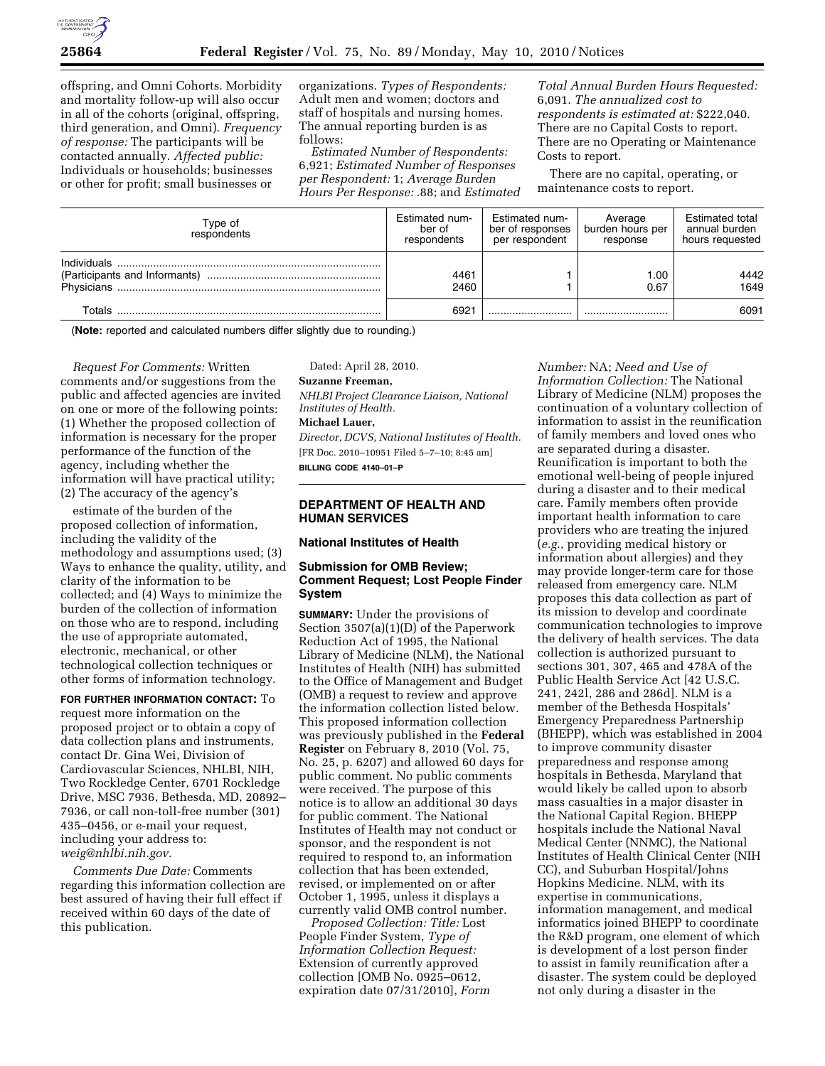offspring, and Omni Cohorts. Morbidity and mortality follow-up will also occur in all of the cohorts (original, offspring, third generation, and Omni). *Frequency of response:* The participants will be contacted annually. *Affected public:* Individuals or households; businesses or other for profit; small businesses or organizations. *Types of Respondents:* Adult men and women; doctors and staff of hospitals and nursing homes. The annual reporting burden is as follows:

*Estimated Number of Respondents:* 6,921; *Estimated Number of Responses per Respondent:* 1; *Average Burden Hours Per Response:* .88; and *Estimated Total Annual Burden Hours Requested:* 6,091. *The annualized cost to respondents is estimated at:* $222,040. There are no Capital Costs to report. There are no Operating or Maintenance Costs to report.

There are no capital, operating, or maintenance costs to report.

| Type of respondents | Estimated number of respondents | Estimated number of responses per respondent | Average burden hours per response | Estimated total annual burden hours requested |
|---|---|---|---|---|
| Individuals (Participants and Informants) | 4461 | 1 | 1.00 | 4442 |
| Physicians | 2460 | 1 | 0.67 | 1649 |
| Totals | 6921 | | | 6091 |

(**Note:** reported and calculated numbers differ slightly due to rounding.)

*Request For Comments:* Written comments and/or suggestions from the public and affected agencies are invited on one or more of the following points: (1) Whether the proposed collection of information is necessary for the proper performance of the function of the agency, including whether the information will have practical utility; (2) The accuracy of the agency's estimate of the burden of the proposed collection of information, including the validity of the methodology and assumptions used; (3) Ways to enhance the quality, utility, and clarity of the information to be collected; and (4) Ways to minimize the burden of the collection of information on those who are to respond, including the use of appropriate automated, electronic, mechanical, or other technological collection techniques or other forms of information technology.

**FOR FURTHER INFORMATION CONTACT:** To request more information on the proposed project or to obtain a copy of data collection plans and instruments, contact Dr. Gina Wei, Division of Cardiovascular Sciences, NHLBI, NIH, Two Rockledge Center, 6701 Rockledge Drive, MSC 7936, Bethesda, MD, 20892–7936, or call non-toll-free number (301) 435–0456, or e-mail your request, including your address to: *weig@nhlbi.nih.gov.*

*Comments Due Date:* Comments regarding this information collection are best assured of having their full effect if received within 60 days of the date of this publication.

Dated: April 28, 2010.

**Suzanne Freeman,**

*NHLBI Project Clearance Liaison, National Institutes of Health.*

**Michael Lauer,**

*Director, DCVS, National Institutes of Health.*

[FR Doc. 2010–10951 Filed 5–7–10; 8:45 am]

**BILLING CODE 4140–01–P**

## DEPARTMENT OF HEALTH AND HUMAN SERVICES

### National Institutes of Health

### Submission for OMB Review; Comment Request; Lost People Finder System

**SUMMARY:** Under the provisions of Section 3507(a)(1)(D) of the Paperwork Reduction Act of 1995, the National Library of Medicine (NLM), the National Institutes of Health (NIH) has submitted to the Office of Management and Budget (OMB) a request to review and approve the information collection listed below. This proposed information collection was previously published in the **Federal Register** on February 8, 2010 (Vol. 75, No. 25, p. 6207) and allowed 60 days for public comment. No public comments were received. The purpose of this notice is to allow an additional 30 days for public comment. The National Institutes of Health may not conduct or sponsor, and the respondent is not required to respond to, an information collection that has been extended, revised, or implemented on or after October 1, 1995, unless it displays a currently valid OMB control number.

*Proposed Collection: Title:* Lost People Finder System, *Type of Information Collection Request:* Extension of currently approved collection [OMB No. 0925–0612, expiration date 07/31/2010], *Form Number:* NA; *Need and Use of Information Collection:* The National Library of Medicine (NLM) proposes the continuation of a voluntary collection of information to assist in the reunification of family members and loved ones who are separated during a disaster. Reunification is important to both the emotional well-being of people injured during a disaster and to their medical care. Family members often provide important health information to care providers who are treating the injured (*e.g.,* providing medical history or information about allergies) and they may provide longer-term care for those released from emergency care. NLM proposes this data collection as part of its mission to develop and coordinate communication technologies to improve the delivery of health services. The data collection is authorized pursuant to sections 301, 307, 465 and 478A of the Public Health Service Act [42 U.S.C. 241, 242l, 286 and 286d]. NLM is a member of the Bethesda Hospitals' Emergency Preparedness Partnership (BHEPP), which was established in 2004 to improve community disaster preparedness and response among hospitals in Bethesda, Maryland that would likely be called upon to absorb mass casualties in a major disaster in the National Capital Region. BHEPP hospitals include the National Naval Medical Center (NNMC), the National Institutes of Health Clinical Center (NIH CC), and Suburban Hospital/Johns Hopkins Medicine. NLM, with its expertise in communications, information management, and medical informatics joined BHEPP to coordinate the R&D program, one element of which is development of a lost person finder to assist in family reunification after a disaster. The system could be deployed not only during a disaster in the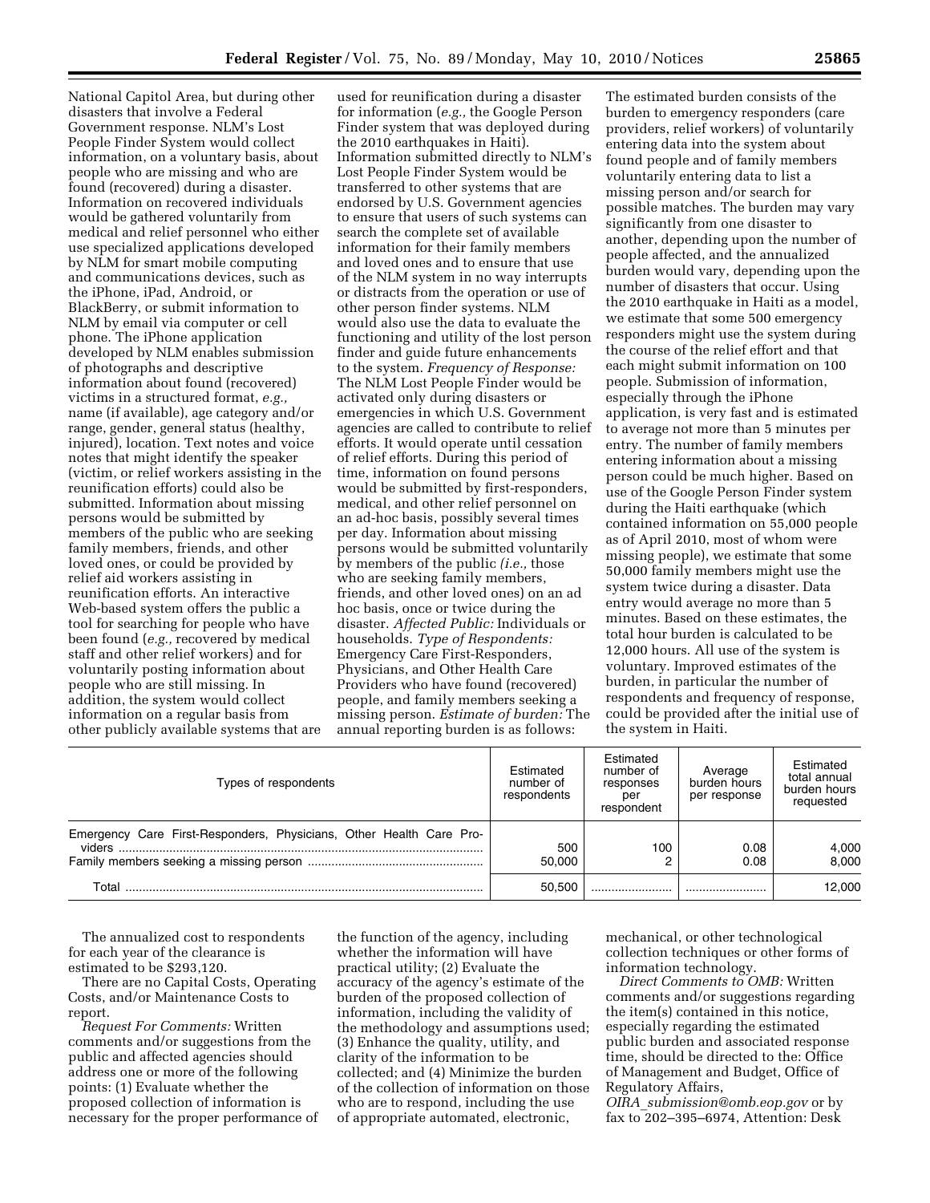National Capitol Area, but during other disasters that involve a Federal Government response. NLM's Lost People Finder System would collect information, on a voluntary basis, about people who are missing and who are found (recovered) during a disaster. Information on recovered individuals would be gathered voluntarily from medical and relief personnel who either use specialized applications developed by NLM for smart mobile computing and communications devices, such as the iPhone, iPad, Android, or BlackBerry, or submit information to NLM by email via computer or cell phone. The iPhone application developed by NLM enables submission of photographs and descriptive information about found (recovered) victims in a structured format, *e.g.,* name (if available), age category and/or range, gender, general status (healthy, injured), location. Text notes and voice notes that might identify the speaker (victim, or relief workers assisting in the reunification efforts) could also be submitted. Information about missing persons would be submitted by members of the public who are seeking family members, friends, and other loved ones, or could be provided by relief aid workers assisting in reunification efforts. An interactive Web-based system offers the public a tool for searching for people who have been found (*e.g.,* recovered by medical staff and other relief workers) and for voluntarily posting information about people who are still missing. In addition, the system would collect information on a regular basis from other publicly available systems that are used for reunification during a disaster for information (*e.g.,* the Google Person Finder system that was deployed during the 2010 earthquakes in Haiti). Information submitted directly to NLM's Lost People Finder System would be transferred to other systems that are endorsed by U.S. Government agencies to ensure that users of such systems can search the complete set of available information for their family members and loved ones and to ensure that use of the NLM system in no way interrupts or distracts from the operation or use of other person finder systems. NLM would also use the data to evaluate the functioning and utility of the lost person finder and guide future enhancements to the system. *Frequency of Response:* The NLM Lost People Finder would be activated only during disasters or emergencies in which U.S. Government agencies are called to contribute to relief efforts. It would operate until cessation of relief efforts. During this period of time, information on found persons would be submitted by first-responders, medical, and other relief personnel on an ad-hoc basis, possibly several times per day. Information about missing persons would be submitted voluntarily by members of the public *(i.e.,* those who are seeking family members, friends, and other loved ones) on an ad hoc basis, once or twice during the disaster. *Affected Public:* Individuals or households. *Type of Respondents:* Emergency Care First-Responders, Physicians, and Other Health Care Providers who have found (recovered) people, and family members seeking a missing person. *Estimate of burden:* The annual reporting burden is as follows: The estimated burden consists of the burden to emergency responders (care providers, relief workers) of voluntarily entering data into the system about found people and of family members voluntarily entering data to list a missing person and/or search for possible matches. The burden may vary significantly from one disaster to another, depending upon the number of people affected, and the annualized burden would vary, depending upon the number of disasters that occur. Using the 2010 earthquake in Haiti as a model, we estimate that some 500 emergency responders might use the system during the course of the relief effort and that each might submit information on 100 people. Submission of information, especially through the iPhone application, is very fast and is estimated to average not more than 5 minutes per entry. The number of family members entering information about a missing person could be much higher. Based on use of the Google Person Finder system during the Haiti earthquake (which contained information on 55,000 people as of April 2010, most of whom were missing people), we estimate that some 50,000 family members might use the system twice during a disaster. Data entry would average no more than 5 minutes. Based on these estimates, the total hour burden is calculated to be 12,000 hours. All use of the system is voluntary. Improved estimates of the burden, in particular the number of respondents and frequency of response, could be provided after the initial use of the system in Haiti.

| Types of respondents | Estimated number of respondents | Estimated number of responses per respondent | Average burden hours per response | Estimated total annual burden hours requested |
|---|---|---|---|---|
| Emergency Care First-Responders, Physicians, Other Health Care Providers | 500 | 100 | 0.08 | 4,000 |
| Family members seeking a missing person | 50,000 | 2 | 0.08 | 8,000 |
| Total | 50,500 | | | 12,000 |

The annualized cost to respondents for each year of the clearance is estimated to be $293,120.

There are no Capital Costs, Operating Costs, and/or Maintenance Costs to report.

*Request For Comments:* Written comments and/or suggestions from the public and affected agencies should address one or more of the following points: (1) Evaluate whether the proposed collection of information is necessary for the proper performance of the function of the agency, including whether the information will have practical utility; (2) Evaluate the accuracy of the agency's estimate of the burden of the proposed collection of information, including the validity of the methodology and assumptions used; (3) Enhance the quality, utility, and clarity of the information to be collected; and (4) Minimize the burden of the collection of information on those who are to respond, including the use of appropriate automated, electronic, mechanical, or other technological collection techniques or other forms of information technology.

*Direct Comments to OMB:* Written comments and/or suggestions regarding the item(s) contained in this notice, especially regarding the estimated public burden and associated response time, should be directed to the: Office of Management and Budget, Office of Regulatory Affairs, *OIRA_submission@omb.eop.gov* or by fax to 202–395–6974, Attention: Desk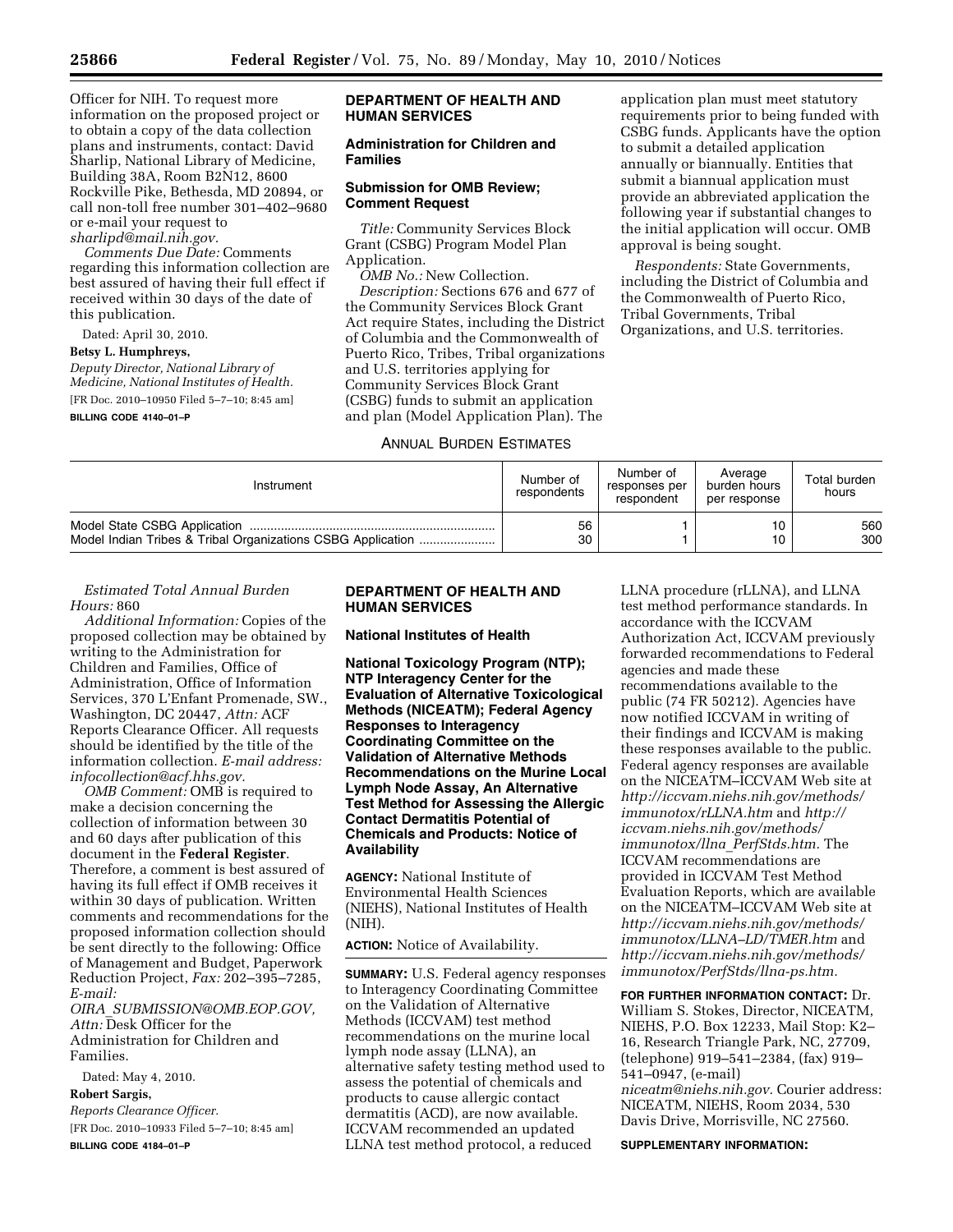Officer for NIH. To request more information on the proposed project or to obtain a copy of the data collection plans and instruments, contact: David Sharlip, National Library of Medicine, Building 38A, Room B2N12, 8600 Rockville Pike, Bethesda, MD 20894, or call non-toll free number 301–402–9680 or e-mail your request to *sharlipd@mail.nih.gov.*

*Comments Due Date:* Comments regarding this information collection are best assured of having their full effect if received within 30 days of the date of this publication.

Dated: April 30, 2010.

**Betsy L. Humphreys,**

*Deputy Director, National Library of Medicine, National Institutes of Health.*

[FR Doc. 2010–10950 Filed 5–7–10; 8:45 am]

**BILLING CODE 4140–01–P**

## DEPARTMENT OF HEALTH AND HUMAN SERVICES

### Administration for Children and Families

### Submission for OMB Review; Comment Request

*Title:* Community Services Block Grant (CSBG) Program Model Plan Application.

*OMB No.:* New Collection.

*Description:* Sections 676 and 677 of the Community Services Block Grant Act require States, including the District of Columbia and the Commonwealth of Puerto Rico, Tribes, Tribal organizations and U.S. territories applying for Community Services Block Grant (CSBG) funds to submit an application and plan (Model Application Plan). The application plan must meet statutory requirements prior to being funded with CSBG funds. Applicants have the option to submit a detailed application annually or biannually. Entities that submit a biannual application must provide an abbreviated application the following year if substantial changes to the initial application will occur. OMB approval is being sought.

*Respondents:* State Governments, including the District of Columbia and the Commonwealth of Puerto Rico, Tribal Governments, Tribal Organizations, and U.S. territories.

ANNUAL BURDEN ESTIMATES

| Instrument | Number of respondents | Number of responses per respondent | Average burden hours per response | Total burden hours |
|---|---|---|---|---|
| Model State CSBG Application | 56 | 1 | 10 | 560 |
| Model Indian Tribes & Tribal Organizations CSBG Application | 30 | 1 | 10 | 300 |

*Estimated Total Annual Burden Hours:* 860

*Additional Information:* Copies of the proposed collection may be obtained by writing to the Administration for Children and Families, Office of Administration, Office of Information Services, 370 L'Enfant Promenade, SW., Washington, DC 20447, *Attn:* ACF Reports Clearance Officer. All requests should be identified by the title of the information collection. *E-mail address: infocollection@acf.hhs.gov.*

*OMB Comment:* OMB is required to make a decision concerning the collection of information between 30 and 60 days after publication of this document in the **Federal Register**. Therefore, a comment is best assured of having its full effect if OMB receives it within 30 days of publication. Written comments and recommendations for the proposed information collection should be sent directly to the following: Office of Management and Budget, Paperwork Reduction Project, *Fax:* 202–395–7285, *E-mail: OIRA_SUBMISSION@OMB.EOP.GOV, Attn:* Desk Officer for the Administration for Children and Families.

Dated: May 4, 2010.

**Robert Sargis,**

*Reports Clearance Officer.*

[FR Doc. 2010–10933 Filed 5–7–10; 8:45 am]

**BILLING CODE 4184–01–P**

## DEPARTMENT OF HEALTH AND HUMAN SERVICES

### National Institutes of Health

### National Toxicology Program (NTP); NTP Interagency Center for the Evaluation of Alternative Toxicological Methods (NICEATM); Federal Agency Responses to Interagency Coordinating Committee on the Validation of Alternative Methods Recommendations on the Murine Local Lymph Node Assay, An Alternative Test Method for Assessing the Allergic Contact Dermatitis Potential of Chemicals and Products: Notice of Availability

**AGENCY:** National Institute of Environmental Health Sciences (NIEHS), National Institutes of Health (NIH).

**ACTION:** Notice of Availability.

**SUMMARY:** U.S. Federal agency responses to Interagency Coordinating Committee on the Validation of Alternative Methods (ICCVAM) test method recommendations on the murine local lymph node assay (LLNA), an alternative safety testing method used to assess the potential of chemicals and products to cause allergic contact dermatitis (ACD), are now available. ICCVAM recommended an updated LLNA test method protocol, a reduced LLNA procedure (rLLNA), and LLNA test method performance standards. In accordance with the ICCVAM Authorization Act, ICCVAM previously forwarded recommendations to Federal agencies and made these recommendations available to the public (74 FR 50212). Agencies have now notified ICCVAM in writing of their findings and ICCVAM is making these responses available to the public. Federal agency responses are available on the NICEATM–ICCVAM Web site at *http://iccvam.niehs.nih.gov/methods/immunotox/rLLNA.htm* and *http://iccvam.niehs.nih.gov/methods/immunotox/llna_PerfStds.htm.* The ICCVAM recommendations are provided in ICCVAM Test Method Evaluation Reports, which are available on the NICEATM–ICCVAM Web site at *http://iccvam.niehs.nih.gov/methods/immunotox/LLNA–LD/TMER.htm* and *http://iccvam.niehs.nih.gov/methods/immunotox/PerfStds/llna-ps.htm.*

**FOR FURTHER INFORMATION CONTACT:** Dr. William S. Stokes, Director, NICEATM, NIEHS, P.O. Box 12233, Mail Stop: K2–16, Research Triangle Park, NC, 27709, (telephone) 919–541–2384, (fax) 919–541–0947, (e-mail) *niceatm@niehs.nih.gov.* Courier address: NICEATM, NIEHS, Room 2034, 530 Davis Drive, Morrisville, NC 27560.

**SUPPLEMENTARY INFORMATION:**